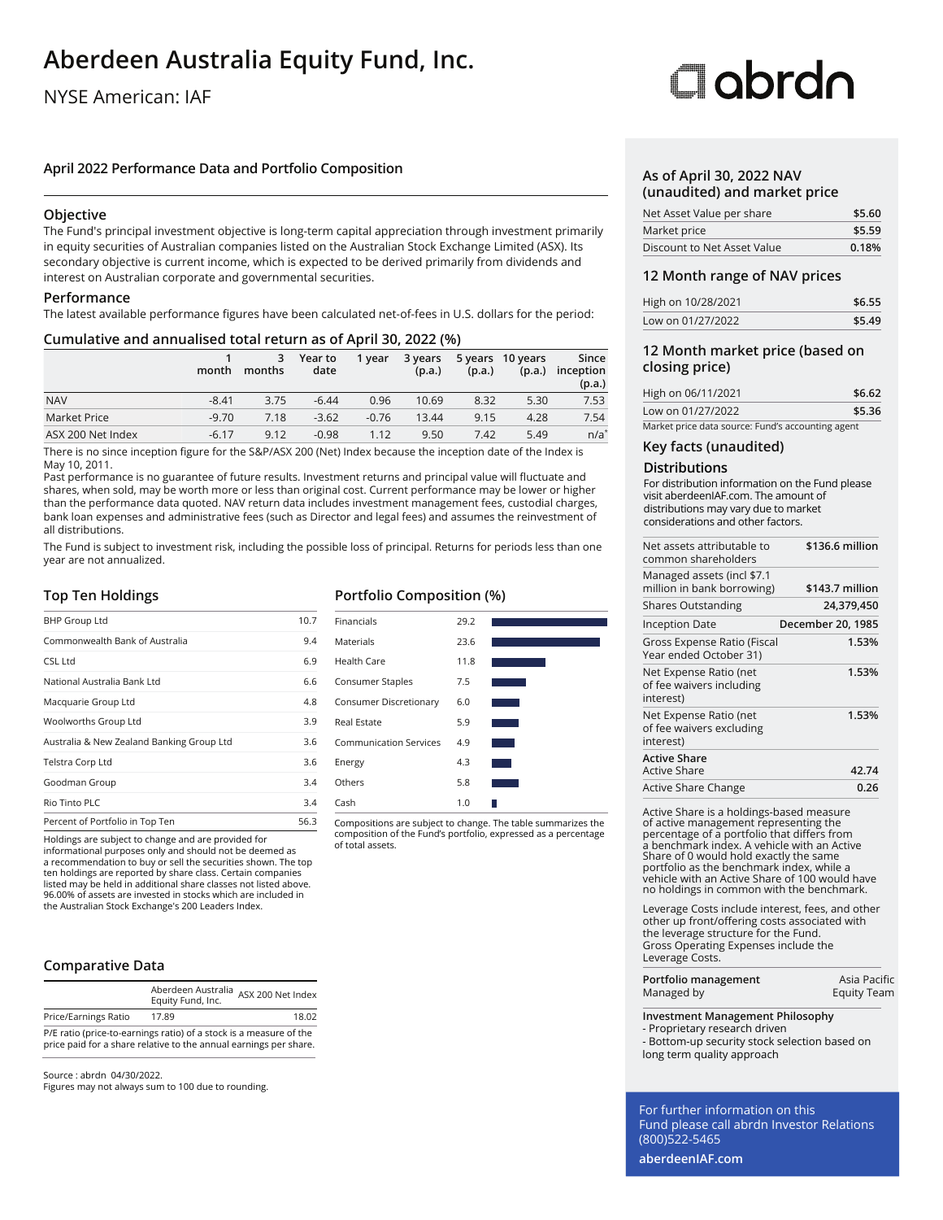# Aberdeen Australia Equity Fund, Inc.

NYSE American: IAF

## April 2022 Performance Data and Portfolio Composition

### Objective

The Fund's principal investment objective is long-term capital appreciation through investment primarily in equity securities of Australian companies listed on the Australian Stock Exchange Limited (ASX). Its secondary objective is current income, which is expected to be derived primarily from dividends and interest on Australian corporate and governmental securities.

### Performance

The latest available performance figures have been calculated net-of-fees in U.S. dollars for the period:

### Cumulative and annualised total return as of April 30, 2022 (%)

| | 1 month | 3 months | Year to date | 1 year | 3 years (p.a.) | 5 years (p.a.) | 10 years (p.a.) | Since inception (p.a.) |
|---|---|---|---|---|---|---|---|---|
| NAV | -8.41 | 3.75 | -6.44 | 0.96 | 10.69 | 8.32 | 5.30 | 7.53 |
| Market Price | -9.70 | 7.18 | -3.62 | -0.76 | 13.44 | 9.15 | 4.28 | 7.54 |
| ASX 200 Net Index | -6.17 | 9.12 | -0.98 | 1.12 | 9.50 | 7.42 | 5.49 | n/a* |

There is no since inception figure for the S&P/ASX 200 (Net) Index because the inception date of the Index is May 10, 2011.

Past performance is no guarantee of future results. Investment returns and principal value will fluctuate and shares, when sold, may be worth more or less than original cost. Current performance may be lower or higher than the performance data quoted. NAV return data includes investment management fees, custodial charges, bank loan expenses and administrative fees (such as Director and legal fees) and assumes the reinvestment of all distributions.

The Fund is subject to investment risk, including the possible loss of principal. Returns for periods less than one year are not annualized.

### Top Ten Holdings

| Holding | % |
|---|---|
| BHP Group Ltd | 10.7 |
| Commonwealth Bank of Australia | 9.4 |
| CSL Ltd | 6.9 |
| National Australia Bank Ltd | 6.6 |
| Macquarie Group Ltd | 4.8 |
| Woolworths Group Ltd | 3.9 |
| Australia & New Zealand Banking Group Ltd | 3.6 |
| Telstra Corp Ltd | 3.6 |
| Goodman Group | 3.4 |
| Rio Tinto PLC | 3.4 |
| Percent of Portfolio in Top Ten | 56.3 |

Holdings are subject to change and are provided for informational purposes only and should not be deemed as a recommendation to buy or sell the securities shown. The top ten holdings are reported by share class. Certain companies listed may be held in additional share classes not listed above. 96.00% of assets are invested in stocks which are included in the Australian Stock Exchange's 200 Leaders Index.

### Portfolio Composition (%)

| Sector | % |
|---|---|
| Financials | 29.2 |
| Materials | 23.6 |
| Health Care | 11.8 |
| Consumer Staples | 7.5 |
| Consumer Discretionary | 6.0 |
| Real Estate | 5.9 |
| Communication Services | 4.9 |
| Energy | 4.3 |
| Others | 5.8 |
| Cash | 1.0 |

Compositions are subject to change. The table summarizes the composition of the Fund's portfolio, expressed as a percentage of total assets.

### Comparative Data

| | Aberdeen Australia Equity Fund, Inc. | ASX 200 Net Index |
|---|---|---|
| Price/Earnings Ratio | 17.89 | 18.02 |

P/E ratio (price-to-earnings ratio) of a stock is a measure of the price paid for a share relative to the annual earnings per share.

Source : abrdn 04/30/2022.
Figures may not always sum to 100 due to rounding.

### As of April 30, 2022 NAV (unaudited) and market price

| | |
|---|---|
| Net Asset Value per share | $5.60 |
| Market price | $5.59 |
| Discount to Net Asset Value | 0.18% |

### 12 Month range of NAV prices

| | |
|---|---|
| High on 10/28/2021 | $6.55 |
| Low on 01/27/2022 | $5.49 |

### 12 Month market price (based on closing price)

| | |
|---|---|
| High on 06/11/2021 | $6.62 |
| Low on 01/27/2022 | $5.36 |

Market price data source: Fund's accounting agent

### Key facts (unaudited)

#### Distributions

For distribution information on the Fund please visit aberdeenIAF.com. The amount of distributions may vary due to market considerations and other factors.

| | |
|---|---|
| Net assets attributable to common shareholders | $136.6 million |
| Managed assets (incl $7.1 million in bank borrowing) | $143.7 million |
| Shares Outstanding | 24,379,450 |
| Inception Date | December 20, 1985 |
| Gross Expense Ratio (Fiscal Year ended October 31) | 1.53% |
| Net Expense Ratio (net of fee waivers including interest) | 1.53% |
| Net Expense Ratio (net of fee waivers excluding interest) | 1.53% |
| **Active Share** | |
| Active Share | 42.74 |
| Active Share Change | 0.26 |

Active Share is a holdings-based measure of active management representing the percentage of a portfolio that differs from a benchmark index. A vehicle with an Active Share of 0 would hold exactly the same portfolio as the benchmark index, while a vehicle with an Active Share of 100 would have no holdings in common with the benchmark.

Leverage Costs include interest, fees, and other other up front/offering costs associated with the leverage structure for the Fund. Gross Operating Expenses include the Leverage Costs.

| | |
|---|---|
| **Portfolio management** | |
| Managed by | Asia Pacific Equity Team |

**Investment Management Philosophy**

- Proprietary research driven
- Bottom-up security stock selection based on long term quality approach

For further information on this Fund please call abrdn Investor Relations (800)522-5465

**aberdeenIAF.com**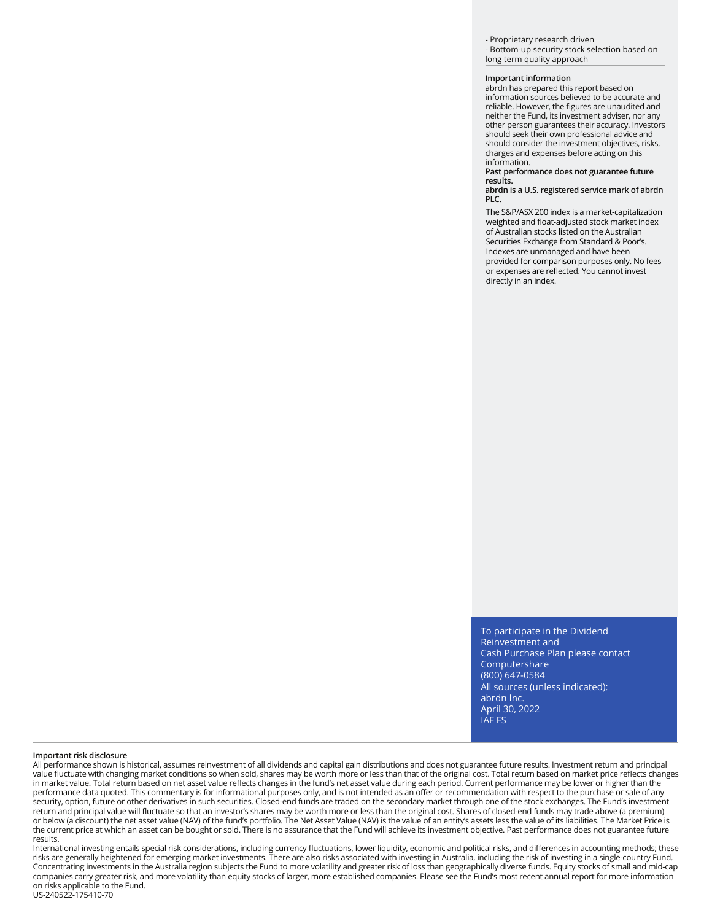- Proprietary research driven
- Bottom-up security stock selection based on long term quality approach

**Important information**

abrdn has prepared this report based on information sources believed to be accurate and reliable. However, the figures are unaudited and neither the Fund, its investment adviser, nor any other person guarantees their accuracy. Investors should seek their own professional advice and should consider the investment objectives, risks, charges and expenses before acting on this information.

**Past performance does not guarantee future results.**

**abrdn is a U.S. registered service mark of abrdn PLC.**

The S&P/ASX 200 index is a market-capitalization weighted and float-adjusted stock market index of Australian stocks listed on the Australian Securities Exchange from Standard & Poor's. Indexes are unmanaged and have been provided for comparison purposes only. No fees or expenses are reflected. You cannot invest directly in an index.

To participate in the Dividend Reinvestment and Cash Purchase Plan please contact Computershare
(800) 647-0584
All sources (unless indicated):
abrdn Inc.
April 30, 2022
IAF FS

**Important risk disclosure**

All performance shown is historical, assumes reinvestment of all dividends and capital gain distributions and does not guarantee future results. Investment return and principal value fluctuate with changing market conditions so when sold, shares may be worth more or less than that of the original cost. Total return based on market price reflects changes in market value. Total return based on net asset value reflects changes in the fund's net asset value during each period. Current performance may be lower or higher than the performance data quoted. This commentary is for informational purposes only, and is not intended as an offer or recommendation with respect to the purchase or sale of any security, option, future or other derivatives in such securities. Closed-end funds are traded on the secondary market through one of the stock exchanges. The Fund's investment return and principal value will fluctuate so that an investor's shares may be worth more or less than the original cost. Shares of closed-end funds may trade above (a premium) or below (a discount) the net asset value (NAV) of the fund's portfolio. The Net Asset Value (NAV) is the value of an entity's assets less the value of its liabilities. The Market Price is the current price at which an asset can be bought or sold. There is no assurance that the Fund will achieve its investment objective. Past performance does not guarantee future results.

International investing entails special risk considerations, including currency fluctuations, lower liquidity, economic and political risks, and differences in accounting methods; these risks are generally heightened for emerging market investments. There are also risks associated with investing in Australia, including the risk of investing in a single-country Fund. Concentrating investments in the Australia region subjects the Fund to more volatility and greater risk of loss than geographically diverse funds. Equity stocks of small and mid-cap companies carry greater risk, and more volatility than equity stocks of larger, more established companies. Please see the Fund's most recent annual report for more information on risks applicable to the Fund.

US-240522-175410-70